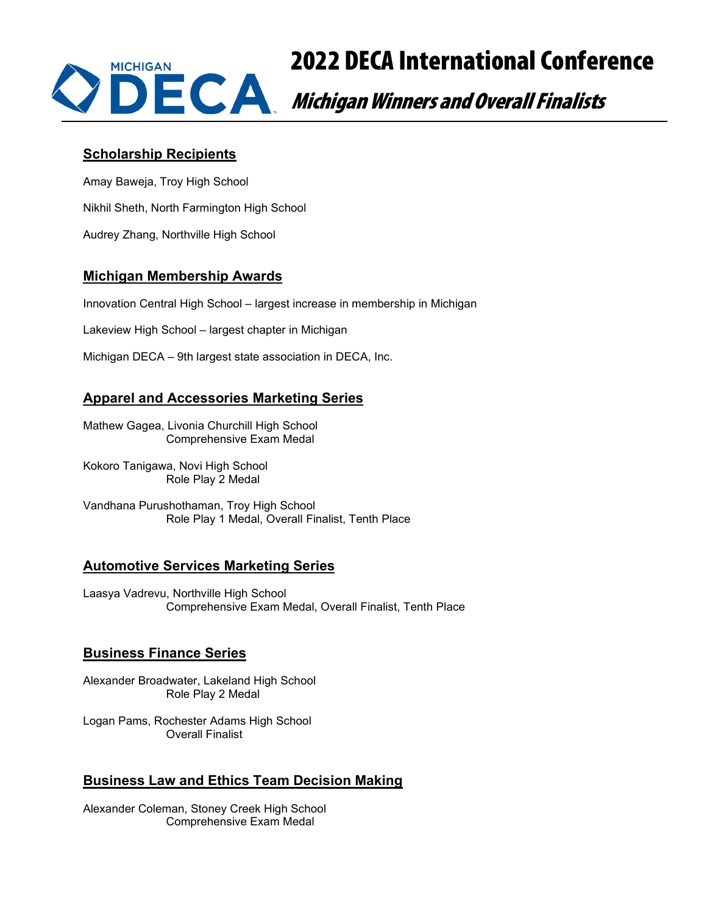# 2022 DECA International Conference

## *Michigan Winners and Overall Finalists*

### Scholarship Recipients

Amay Baweja, Troy High School

Nikhil Sheth, North Farmington High School

Audrey Zhang, Northville High School

### Michigan Membership Awards

Innovation Central High School – largest increase in membership in Michigan

Lakeview High School – largest chapter in Michigan

Michigan DECA – 9th largest state association in DECA, Inc.

### Apparel and Accessories Marketing Series

Mathew Gagea, Livonia Churchill High School
Comprehensive Exam Medal

Kokoro Tanigawa, Novi High School
Role Play 2 Medal

Vandhana Purushothaman, Troy High School
Role Play 1 Medal, Overall Finalist, Tenth Place

### Automotive Services Marketing Series

Laasya Vadrevu, Northville High School
Comprehensive Exam Medal, Overall Finalist, Tenth Place

### Business Finance Series

Alexander Broadwater, Lakeland High School
Role Play 2 Medal

Logan Pams, Rochester Adams High School
Overall Finalist

### Business Law and Ethics Team Decision Making

Alexander Coleman, Stoney Creek High School
Comprehensive Exam Medal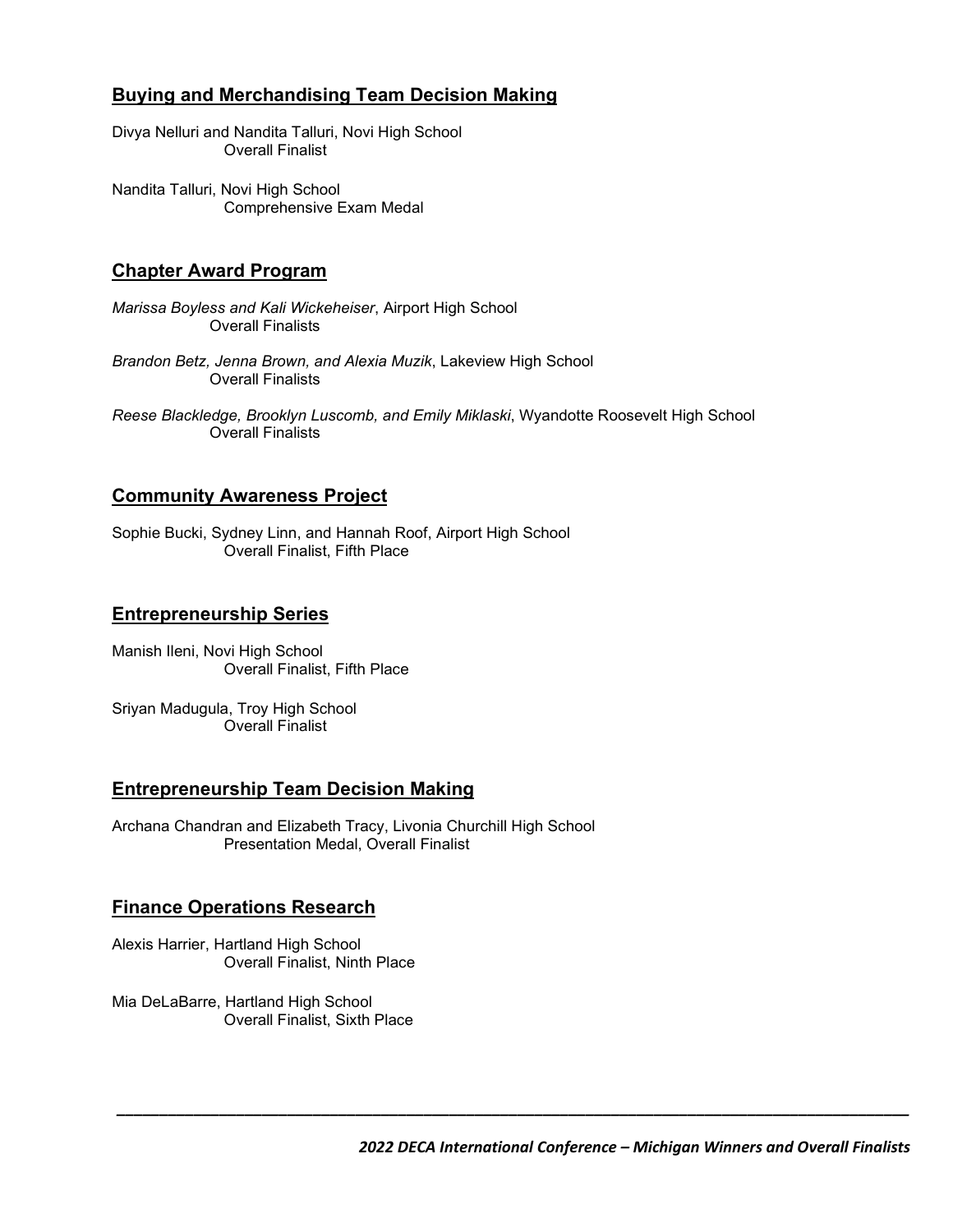## Buying and Merchandising Team Decision Making

Divya Nelluri and Nandita Talluri, Novi High School
Overall Finalist

Nandita Talluri, Novi High School
Comprehensive Exam Medal

## Chapter Award Program

*Marissa Boyless and Kali Wickeheiser*, Airport High School
Overall Finalists

*Brandon Betz, Jenna Brown, and Alexia Muzik*, Lakeview High School
Overall Finalists

*Reese Blackledge, Brooklyn Luscomb, and Emily Miklaski*, Wyandotte Roosevelt High School
Overall Finalists

## Community Awareness Project

Sophie Bucki, Sydney Linn, and Hannah Roof, Airport High School
Overall Finalist, Fifth Place

## Entrepreneurship Series

Manish Ileni, Novi High School
Overall Finalist, Fifth Place

Sriyan Madugula, Troy High School
Overall Finalist

## Entrepreneurship Team Decision Making

Archana Chandran and Elizabeth Tracy, Livonia Churchill High School
Presentation Medal, Overall Finalist

## Finance Operations Research

Alexis Harrier, Hartland High School
Overall Finalist, Ninth Place

Mia DeLaBarre, Hartland High School
Overall Finalist, Sixth Place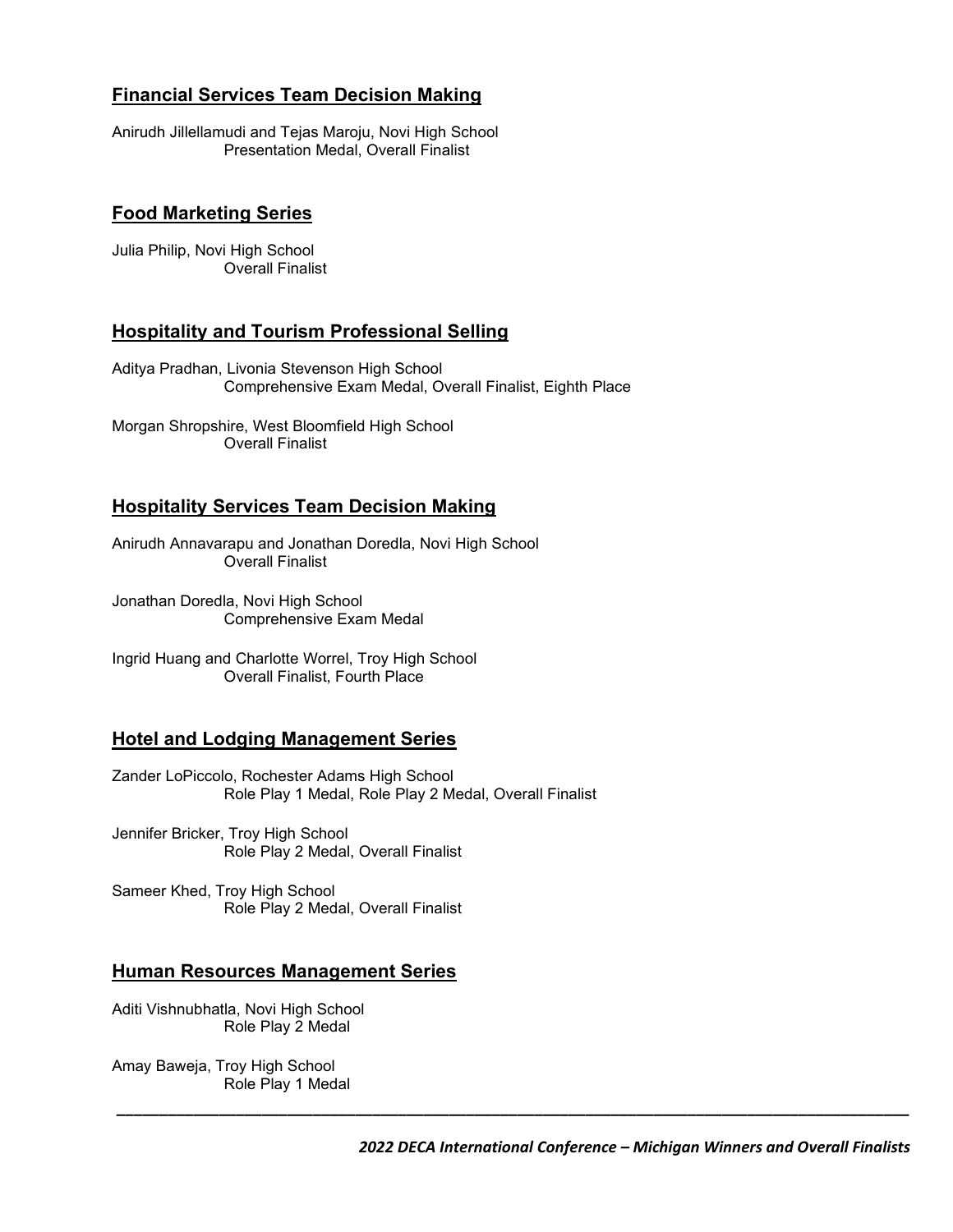## Financial Services Team Decision Making

Anirudh Jillellamudi and Tejas Maroju, Novi High School
Presentation Medal, Overall Finalist

## Food Marketing Series

Julia Philip, Novi High School
Overall Finalist

## Hospitality and Tourism Professional Selling

Aditya Pradhan, Livonia Stevenson High School
Comprehensive Exam Medal, Overall Finalist, Eighth Place

Morgan Shropshire, West Bloomfield High School
Overall Finalist

## Hospitality Services Team Decision Making

Anirudh Annavarapu and Jonathan Doredla, Novi High School
Overall Finalist

Jonathan Doredla, Novi High School
Comprehensive Exam Medal

Ingrid Huang and Charlotte Worrel, Troy High School
Overall Finalist, Fourth Place

## Hotel and Lodging Management Series

Zander LoPiccolo, Rochester Adams High School
Role Play 1 Medal, Role Play 2 Medal, Overall Finalist

Jennifer Bricker, Troy High School
Role Play 2 Medal, Overall Finalist

Sameer Khed, Troy High School
Role Play 2 Medal, Overall Finalist

## Human Resources Management Series

Aditi Vishnubhatla, Novi High School
Role Play 2 Medal

Amay Baweja, Troy High School
Role Play 1 Medal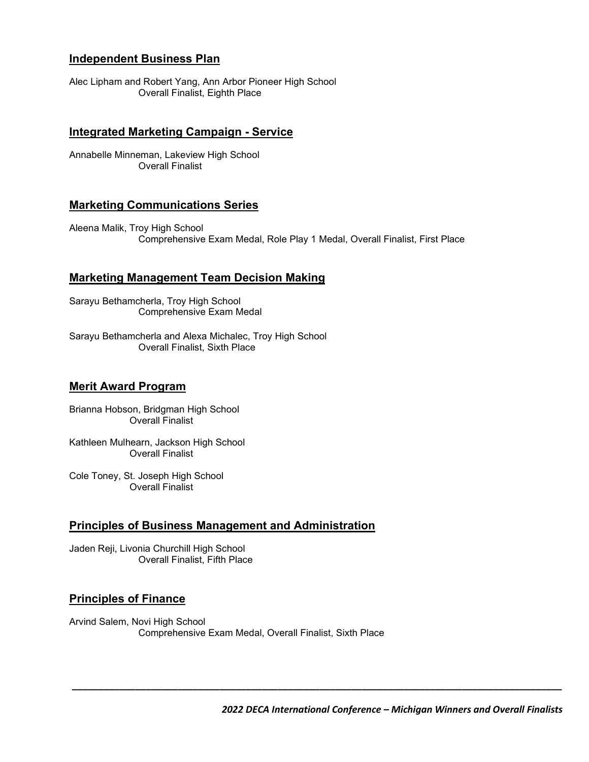## Independent Business Plan

Alec Lipham and Robert Yang, Ann Arbor Pioneer High School
Overall Finalist, Eighth Place

## Integrated Marketing Campaign - Service

Annabelle Minneman, Lakeview High School
Overall Finalist

## Marketing Communications Series

Aleena Malik, Troy High School
Comprehensive Exam Medal, Role Play 1 Medal, Overall Finalist, First Place

## Marketing Management Team Decision Making

Sarayu Bethamcherla, Troy High School
Comprehensive Exam Medal

Sarayu Bethamcherla and Alexa Michalec, Troy High School
Overall Finalist, Sixth Place

## Merit Award Program

Brianna Hobson, Bridgman High School
Overall Finalist

Kathleen Mulhearn, Jackson High School
Overall Finalist

Cole Toney, St. Joseph High School
Overall Finalist

## Principles of Business Management and Administration

Jaden Reji, Livonia Churchill High School
Overall Finalist, Fifth Place

## Principles of Finance

Arvind Salem, Novi High School
Comprehensive Exam Medal, Overall Finalist, Sixth Place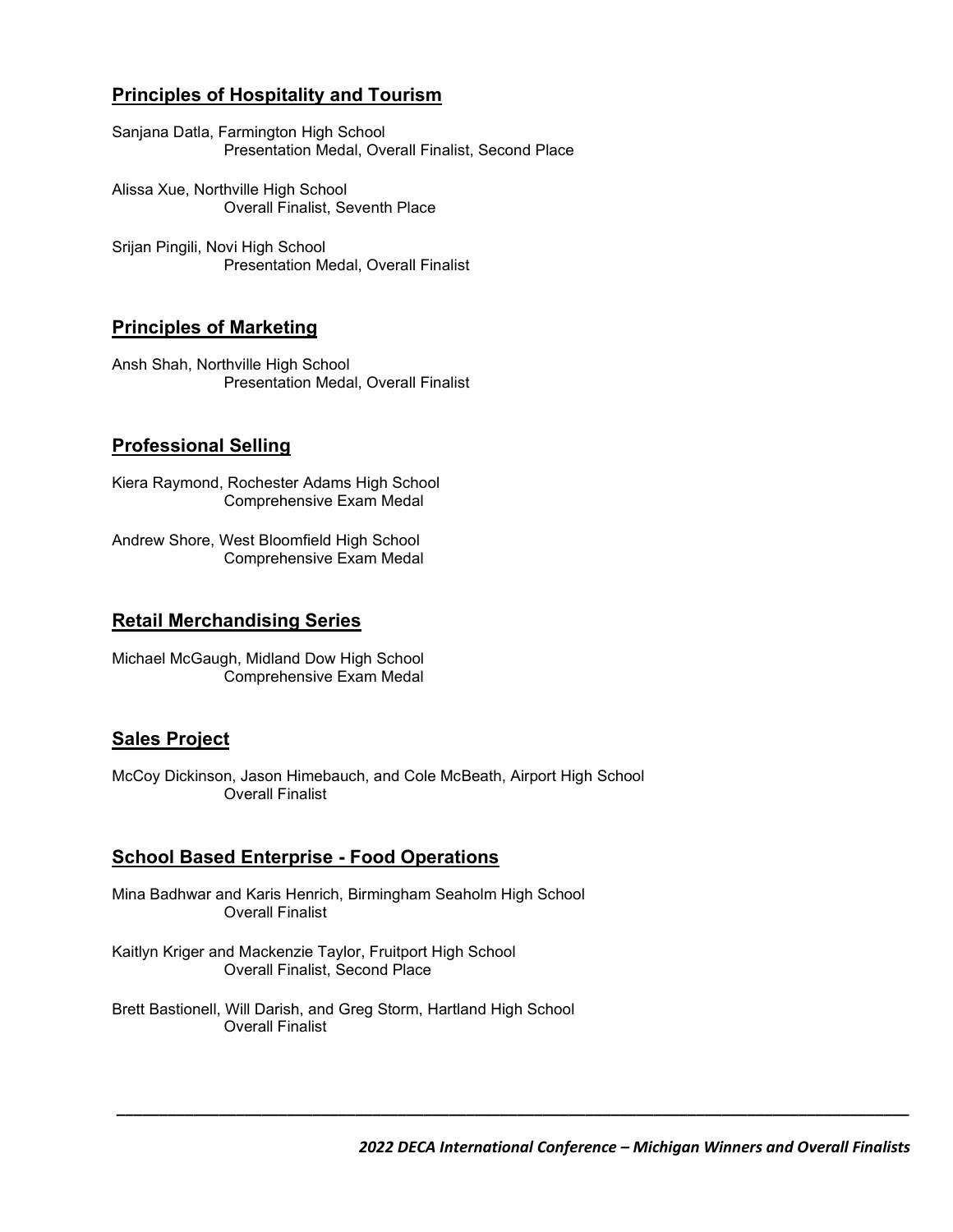## Principles of Hospitality and Tourism

Sanjana Datla, Farmington High School
Presentation Medal, Overall Finalist, Second Place

Alissa Xue, Northville High School
Overall Finalist, Seventh Place

Srijan Pingili, Novi High School
Presentation Medal, Overall Finalist

## Principles of Marketing

Ansh Shah, Northville High School
Presentation Medal, Overall Finalist

## Professional Selling

Kiera Raymond, Rochester Adams High School
Comprehensive Exam Medal

Andrew Shore, West Bloomfield High School
Comprehensive Exam Medal

## Retail Merchandising Series

Michael McGaugh, Midland Dow High School
Comprehensive Exam Medal

## Sales Project

McCoy Dickinson, Jason Himebauch, and Cole McBeath, Airport High School
Overall Finalist

## School Based Enterprise - Food Operations

Mina Badhwar and Karis Henrich, Birmingham Seaholm High School
Overall Finalist

Kaitlyn Kriger and Mackenzie Taylor, Fruitport High School
Overall Finalist, Second Place

Brett Bastionell, Will Darish, and Greg Storm, Hartland High School
Overall Finalist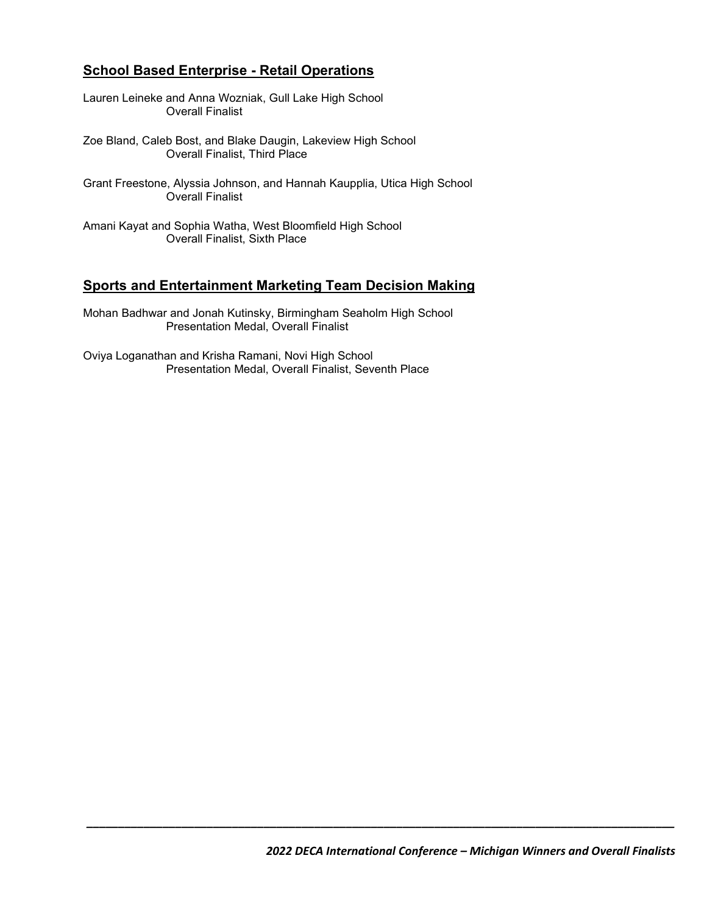## School Based Enterprise - Retail Operations

Lauren Leineke and Anna Wozniak, Gull Lake High School
Overall Finalist

Zoe Bland, Caleb Bost, and Blake Daugin, Lakeview High School
Overall Finalist, Third Place

Grant Freestone, Alyssia Johnson, and Hannah Kaupplia, Utica High School
Overall Finalist

Amani Kayat and Sophia Watha, West Bloomfield High School
Overall Finalist, Sixth Place

## Sports and Entertainment Marketing Team Decision Making

Mohan Badhwar and Jonah Kutinsky, Birmingham Seaholm High School
Presentation Medal, Overall Finalist

Oviya Loganathan and Krisha Ramani, Novi High School
Presentation Medal, Overall Finalist, Seventh Place